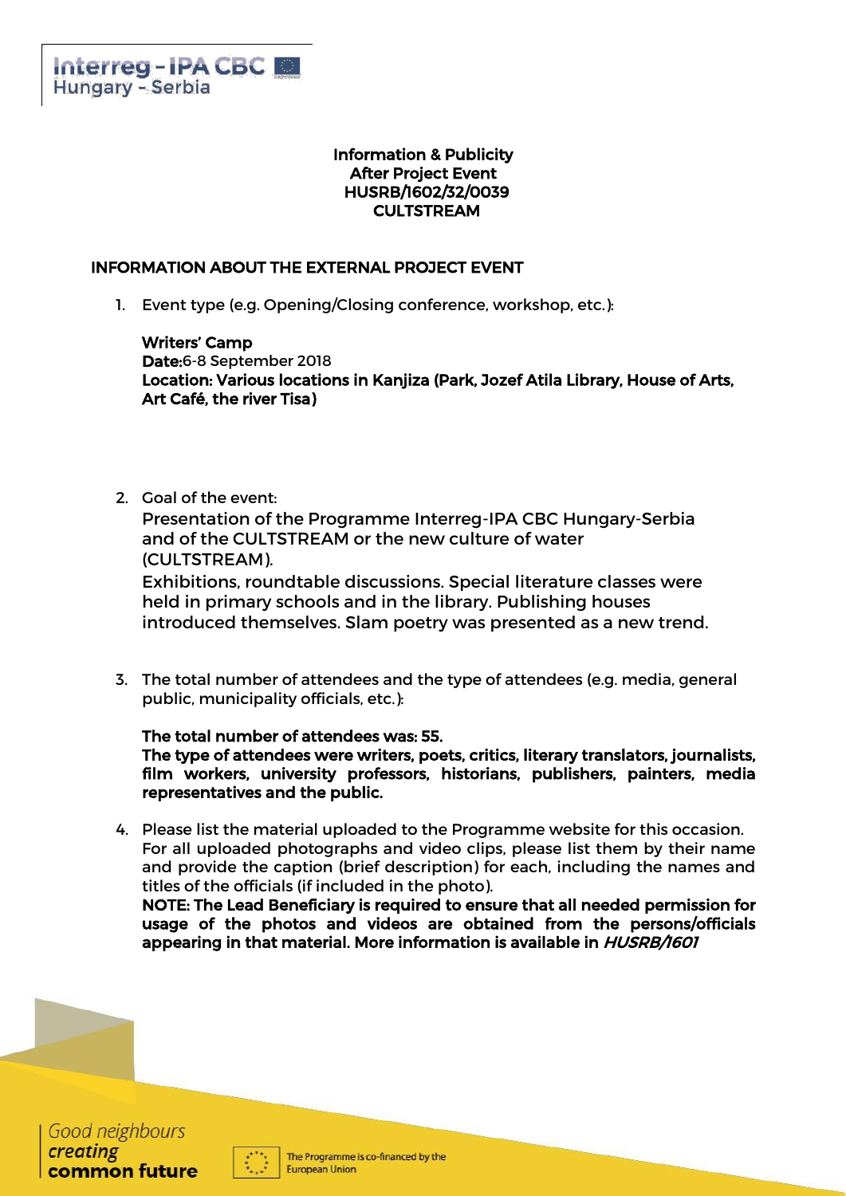**Information & Publicity**
**After Project Event**
**HUSRB/1602/32/0039**
**CULTSTREAM**

## INFORMATION ABOUT THE EXTERNAL PROJECT EVENT

1. Event type (e.g. Opening/Closing conference, workshop, etc.):

   **Writers' Camp**
   **Date:**6-8 September 2018
   **Location: Various locations in Kanjiza (Park, Jozef Atila Library, House of Arts, Art Café, the river Tisa)**

2. Goal of the event:
   Presentation of the Programme Interreg-IPA CBC Hungary-Serbia and of the CULTSTREAM or the new culture of water (CULTSTREAM).
   Exhibitions, roundtable discussions. Special literature classes were held in primary schools and in the library. Publishing houses introduced themselves. Slam poetry was presented as a new trend.

3. The total number of attendees and the type of attendees (e.g. media, general public, municipality officials, etc.):

   **The total number of attendees was: 55.**
   **The type of attendees were writers, poets, critics, literary translators, journalists, film workers, university professors, historians, publishers, painters, media representatives and the public.**

4. Please list the material uploaded to the Programme website for this occasion. For all uploaded photographs and video clips, please list them by their name and provide the caption (brief description) for each, including the names and titles of the officials (if included in the photo).
   **NOTE: The Lead Beneficiary is required to ensure that all needed permission for usage of the photos and videos are obtained from the persons/officials appearing in that material. More information is available in *HUSRB/1601***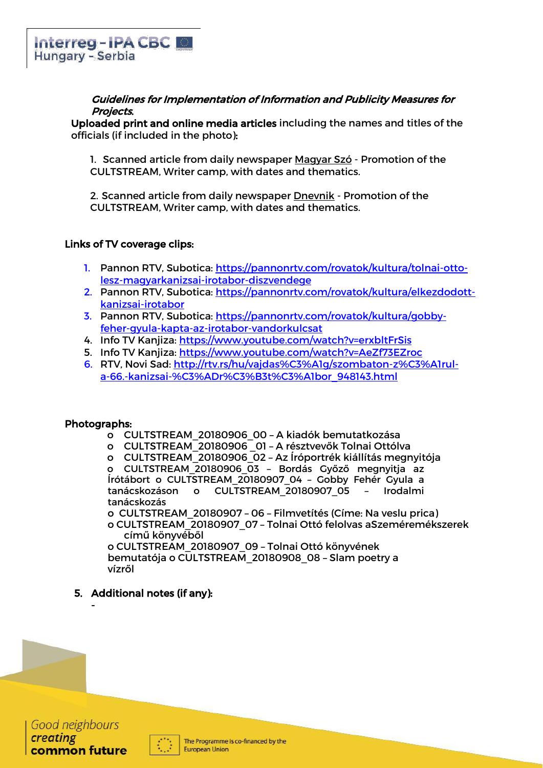*Guidelines for Implementation of Information and Publicity Measures for Projects*.

**Uploaded print and online media articles** including the names and titles of the officials (if included in the photo):

1. Scanned article from daily newspaper Magyar Szó - Promotion of the CULTSTREAM, Writer camp, with dates and thematics.

2. Scanned article from daily newspaper Dnevnik - Promotion of the CULTSTREAM, Writer camp, with dates and thematics.

**Links of TV coverage clips:**

1. Pannon RTV, Subotica: https://pannonrtv.com/rovatok/kultura/tolnai-otto-lesz-magyarkanizsai-irotabor-diszvendege
2. Pannon RTV, Subotica: https://pannonrtv.com/rovatok/kultura/elkezdodott-kanizsai-irotabor
3. Pannon RTV, Subotica: https://pannonrtv.com/rovatok/kultura/gobby-feher-gyula-kapta-az-irotabor-vandorkulcsat
4. Info TV Kanjiza: https://www.youtube.com/watch?v=erxbltFrSis
5. Info TV Kanjiza: https://www.youtube.com/watch?v=AeZf73EZroc
6. RTV, Novi Sad: http://rtv.rs/hu/vajdas%C3%A1g/szombaton-z%C3%A1rul-a-66.-kanizsai-%C3%ADr%C3%B3t%C3%A1bor_948143.html

**Photographs:**

- CULTSTREAM_20180906_00 – A kiadók bemutatkozása
- CULTSTREAM_20180906 _01 – A résztvevők Tolnai Ottólva
- CULTSTREAM_20180906_02 – Az Íróportrék kiállítás megnyitója
- CULTSTREAM_20180906_03 – Bordás Győző megnyitja az Írótábort
- CULTSTREAM_20180907_04 – Gobby Fehér Gyula a tanácskozáson
- CULTSTREAM_20180907_05 – Irodalmi tanácskozás
- CULTSTREAM_20180907 – 06 – Filmvetítés (Címe: Na veslu prica)
- CULTSTREAM_20180907_07 – Tolnai Ottó felolvas aSzeméremékszerek című könyvéből
- CULTSTREAM_20180907_09 – Tolnai Ottó könyvének bemutatója
- CULTSTREAM_20180908_08 – Slam poetry a vízről

5. **Additional notes (if any):**

-